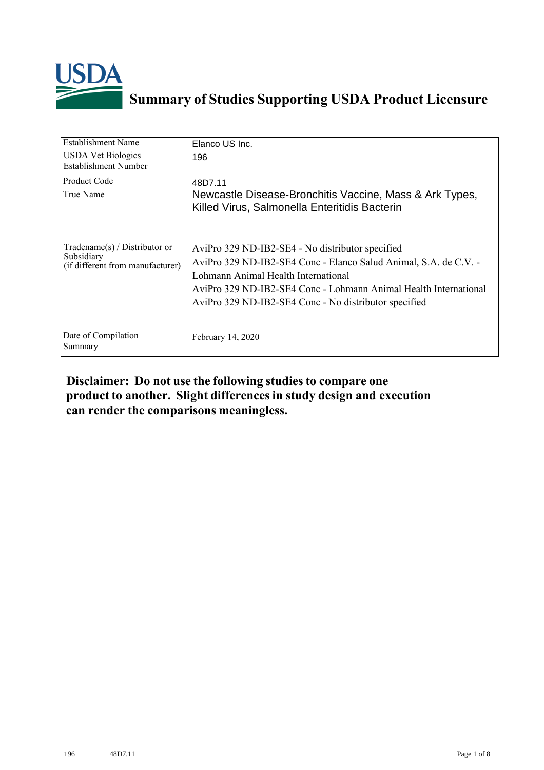# Summary of Studies Supporting USDA Product Licensure

| Establishment Name | Elanco US Inc. |
|---|---|
| USDA Vet Biologics Establishment Number | 196 |
| Product Code | 48D7.11 |
| True Name | Newcastle Disease-Bronchitis Vaccine, Mass & Ark Types, Killed Virus, Salmonella Enteritidis Bacterin |
| Tradename(s) / Distributor or Subsidiary (if different from manufacturer) | AviPro 329 ND-IB2-SE4 - No distributor specified<br>AviPro 329 ND-IB2-SE4 Conc - Elanco Salud Animal, S.A. de C.V. - Lohmann Animal Health International<br>AviPro 329 ND-IB2-SE4 Conc - Lohmann Animal Health International<br>AviPro 329 ND-IB2-SE4 Conc - No distributor specified |
| Date of Compilation Summary | February 14, 2020 |

**Disclaimer: Do not use the following studies to compare one product to another. Slight differences in study design and execution can render the comparisons meaningless.**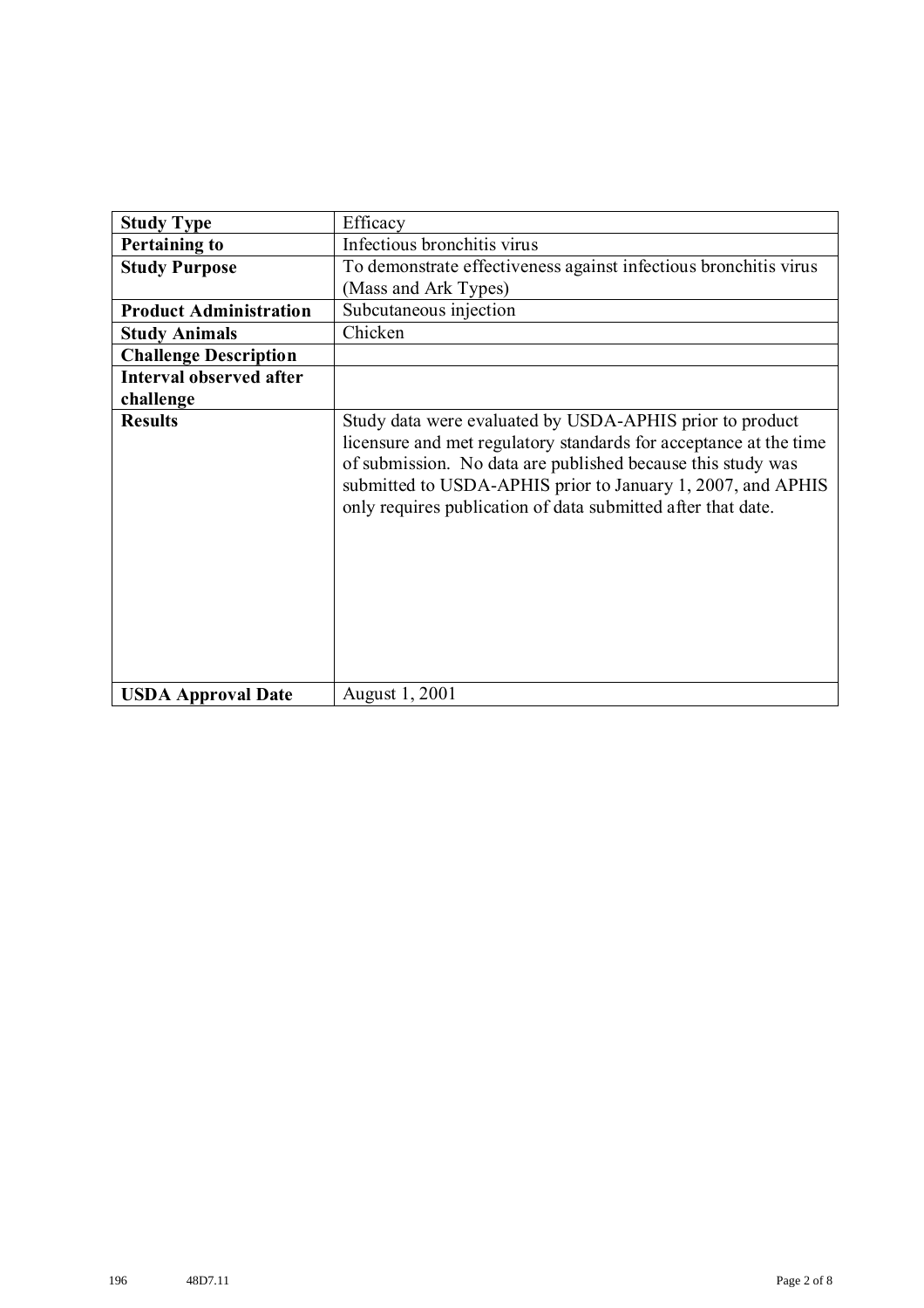| Study Type | Efficacy |
|---|---|
| **Pertaining to** | Infectious bronchitis virus |
| **Study Purpose** | To demonstrate effectiveness against infectious bronchitis virus (Mass and Ark Types) |
| **Product Administration** | Subcutaneous injection |
| **Study Animals** | Chicken |
| **Challenge Description** | |
| **Interval observed after challenge** | |
| **Results** | Study data were evaluated by USDA-APHIS prior to product licensure and met regulatory standards for acceptance at the time of submission. No data are published because this study was submitted to USDA-APHIS prior to January 1, 2007, and APHIS only requires publication of data submitted after that date. |
| **USDA Approval Date** | August 1, 2001 |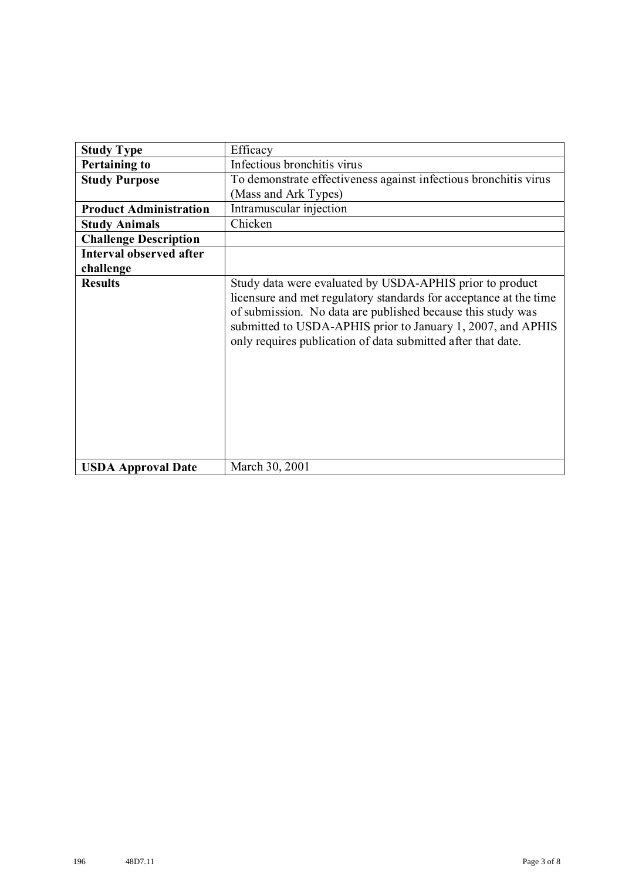| **Study Type** | Efficacy |
|---|---|
| **Pertaining to** | Infectious bronchitis virus |
| **Study Purpose** | To demonstrate effectiveness against infectious bronchitis virus (Mass and Ark Types) |
| **Product Administration** | Intramuscular injection |
| **Study Animals** | Chicken |
| **Challenge Description** | |
| **Interval observed after challenge** | |
| **Results** | Study data were evaluated by USDA-APHIS prior to product licensure and met regulatory standards for acceptance at the time of submission. No data are published because this study was submitted to USDA-APHIS prior to January 1, 2007, and APHIS only requires publication of data submitted after that date. |
| **USDA Approval Date** | March 30, 2001 |

196 48D7.11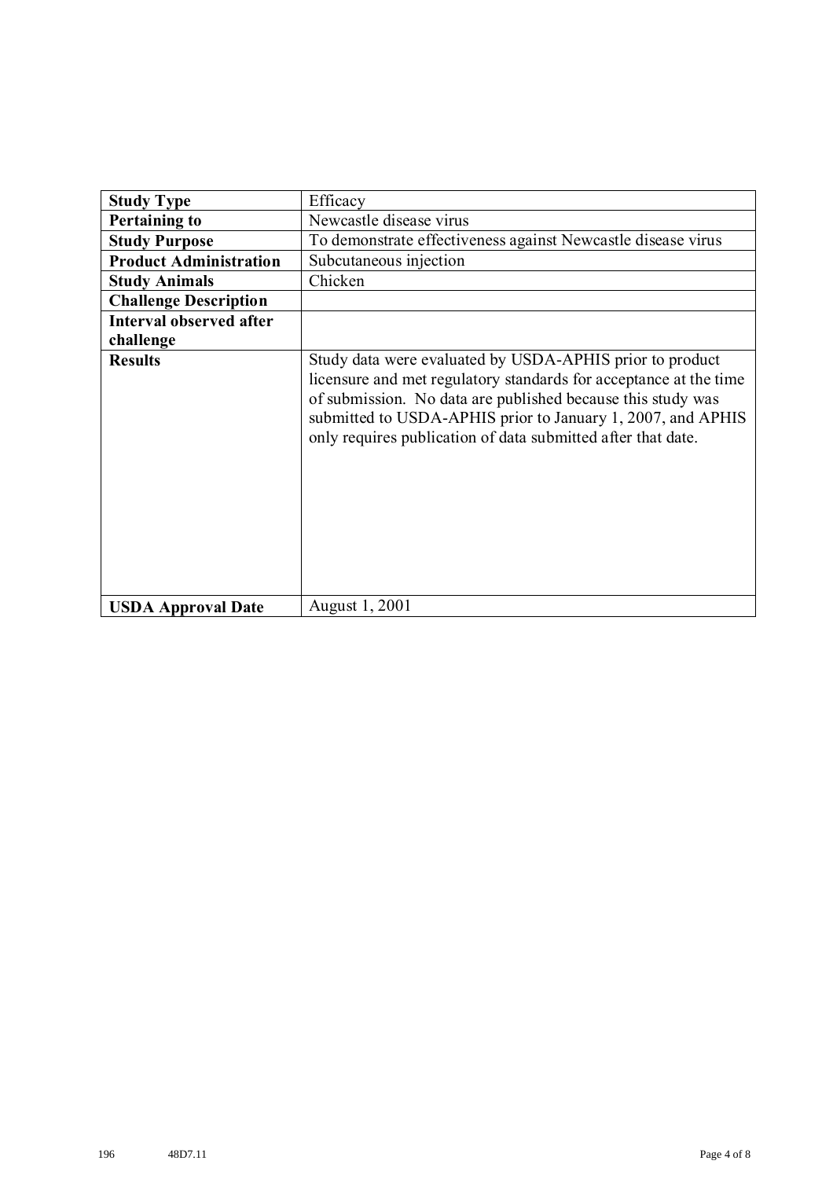| Study Type | Efficacy |
|---|---|
| **Pertaining to** | Newcastle disease virus |
| **Study Purpose** | To demonstrate effectiveness against Newcastle disease virus |
| **Product Administration** | Subcutaneous injection |
| **Study Animals** | Chicken |
| **Challenge Description** | |
| **Interval observed after challenge** | |
| **Results** | Study data were evaluated by USDA-APHIS prior to product licensure and met regulatory standards for acceptance at the time of submission. No data are published because this study was submitted to USDA-APHIS prior to January 1, 2007, and APHIS only requires publication of data submitted after that date. |
| **USDA Approval Date** | August 1, 2001 |

196 48D7.11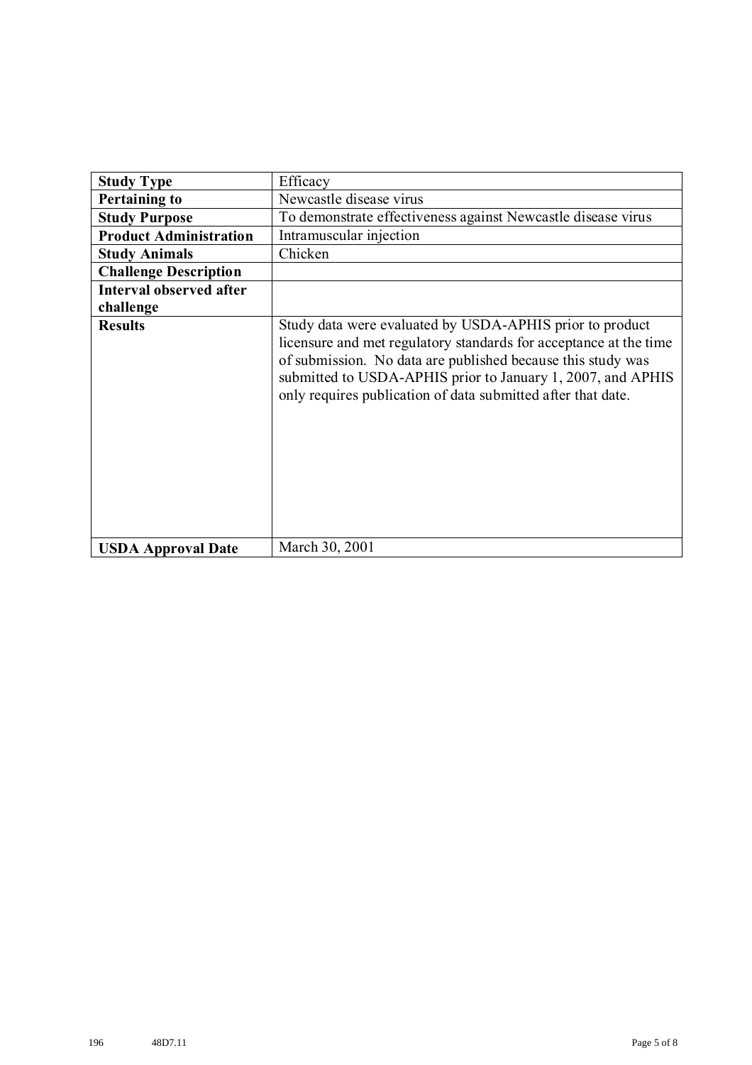| Study Type | Efficacy |
|---|---|
| **Pertaining to** | Newcastle disease virus |
| **Study Purpose** | To demonstrate effectiveness against Newcastle disease virus |
| **Product Administration** | Intramuscular injection |
| **Study Animals** | Chicken |
| **Challenge Description** | |
| **Interval observed after challenge** | |
| **Results** | Study data were evaluated by USDA-APHIS prior to product licensure and met regulatory standards for acceptance at the time of submission. No data are published because this study was submitted to USDA-APHIS prior to January 1, 2007, and APHIS only requires publication of data submitted after that date. |
| **USDA Approval Date** | March 30, 2001 |

196 48D7.11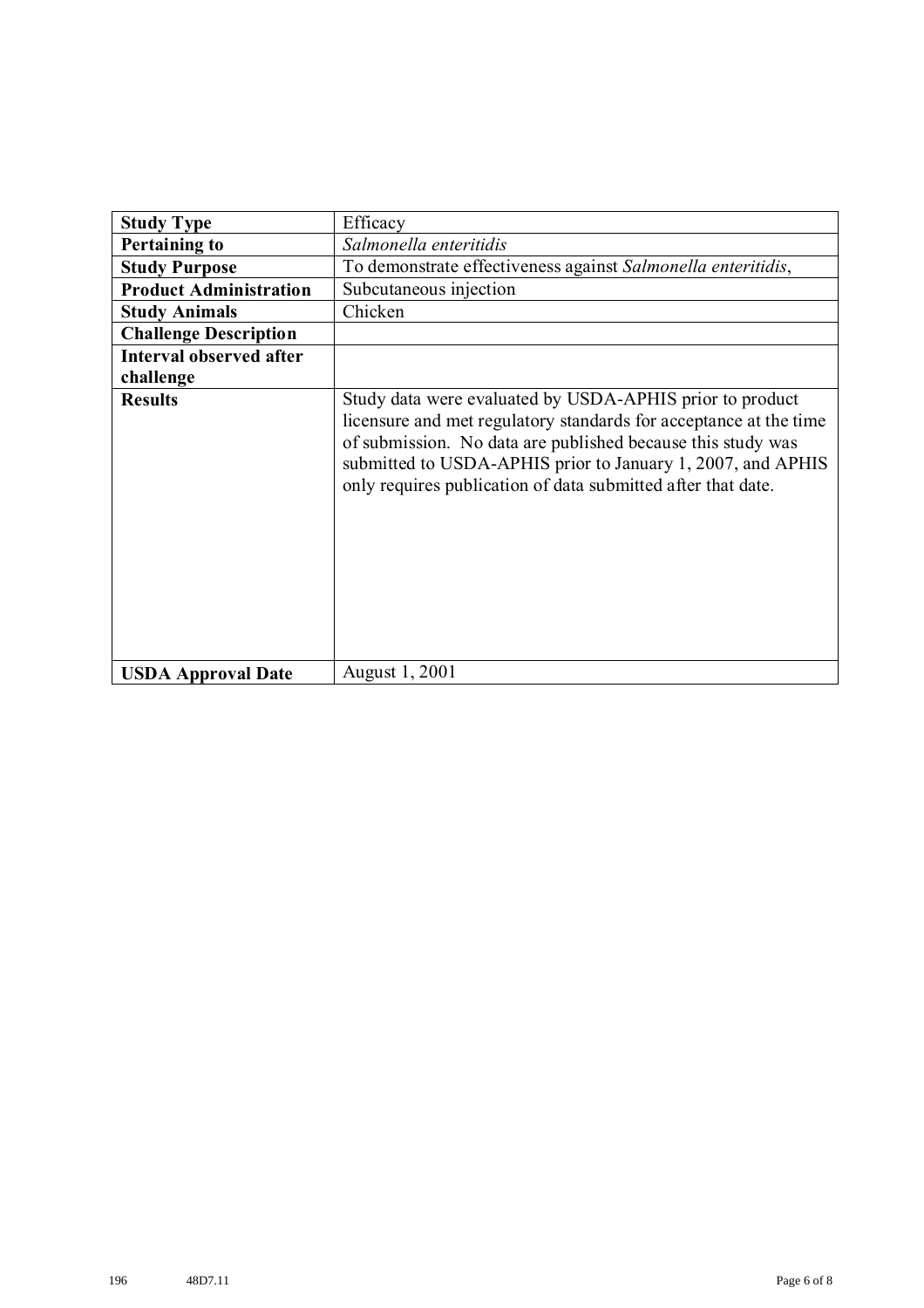| **Study Type** | Efficacy |
|---|---|
| **Pertaining to** | *Salmonella enteritidis* |
| **Study Purpose** | To demonstrate effectiveness against *Salmonella enteritidis*, |
| **Product Administration** | Subcutaneous injection |
| **Study Animals** | Chicken |
| **Challenge Description** | |
| **Interval observed after challenge** | |
| **Results** | Study data were evaluated by USDA-APHIS prior to product licensure and met regulatory standards for acceptance at the time of submission. No data are published because this study was submitted to USDA-APHIS prior to January 1, 2007, and APHIS only requires publication of data submitted after that date. |
| **USDA Approval Date** | August 1, 2001 |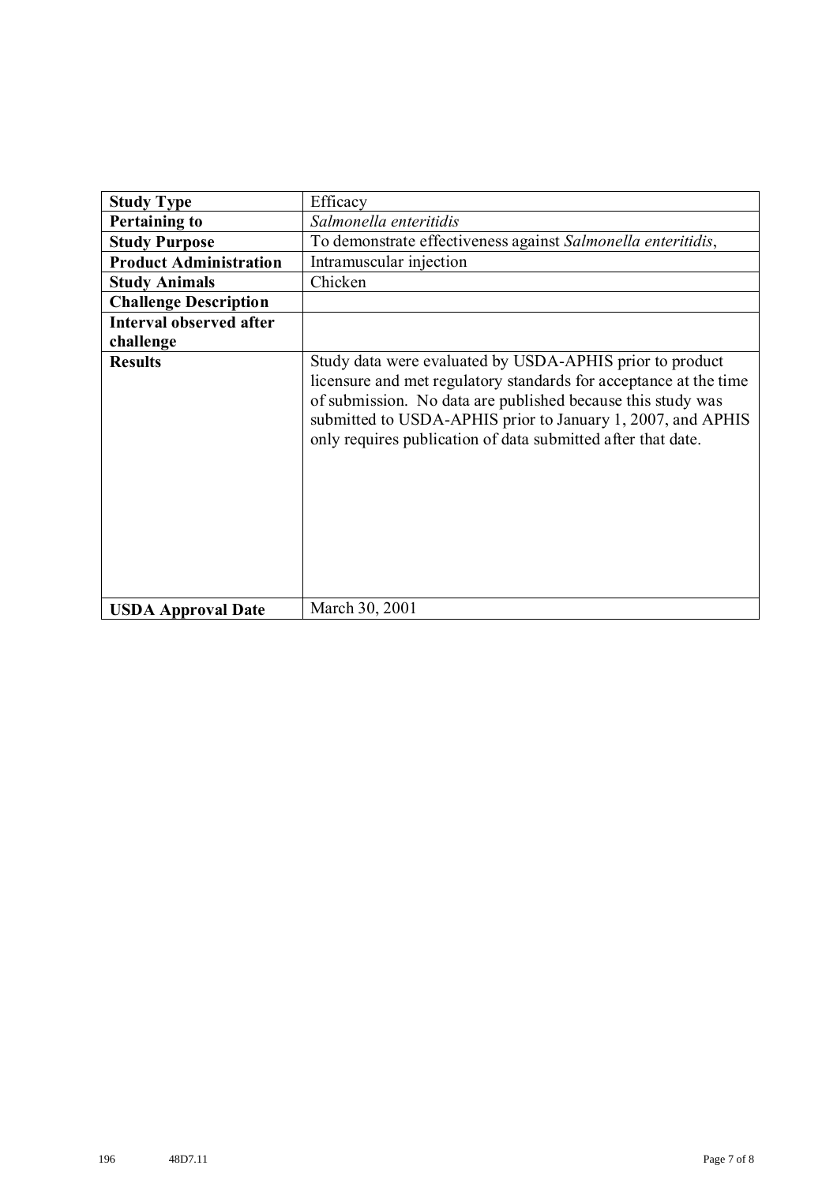| | |
|---|---|
| **Study Type** | Efficacy |
| **Pertaining to** | *Salmonella enteritidis* |
| **Study Purpose** | To demonstrate effectiveness against *Salmonella enteritidis*, |
| **Product Administration** | Intramuscular injection |
| **Study Animals** | Chicken |
| **Challenge Description** | |
| **Interval observed after challenge** | |
| **Results** | Study data were evaluated by USDA-APHIS prior to product licensure and met regulatory standards for acceptance at the time of submission. No data are published because this study was submitted to USDA-APHIS prior to January 1, 2007, and APHIS only requires publication of data submitted after that date. |
| **USDA Approval Date** | March 30, 2001 |

196 48D7.11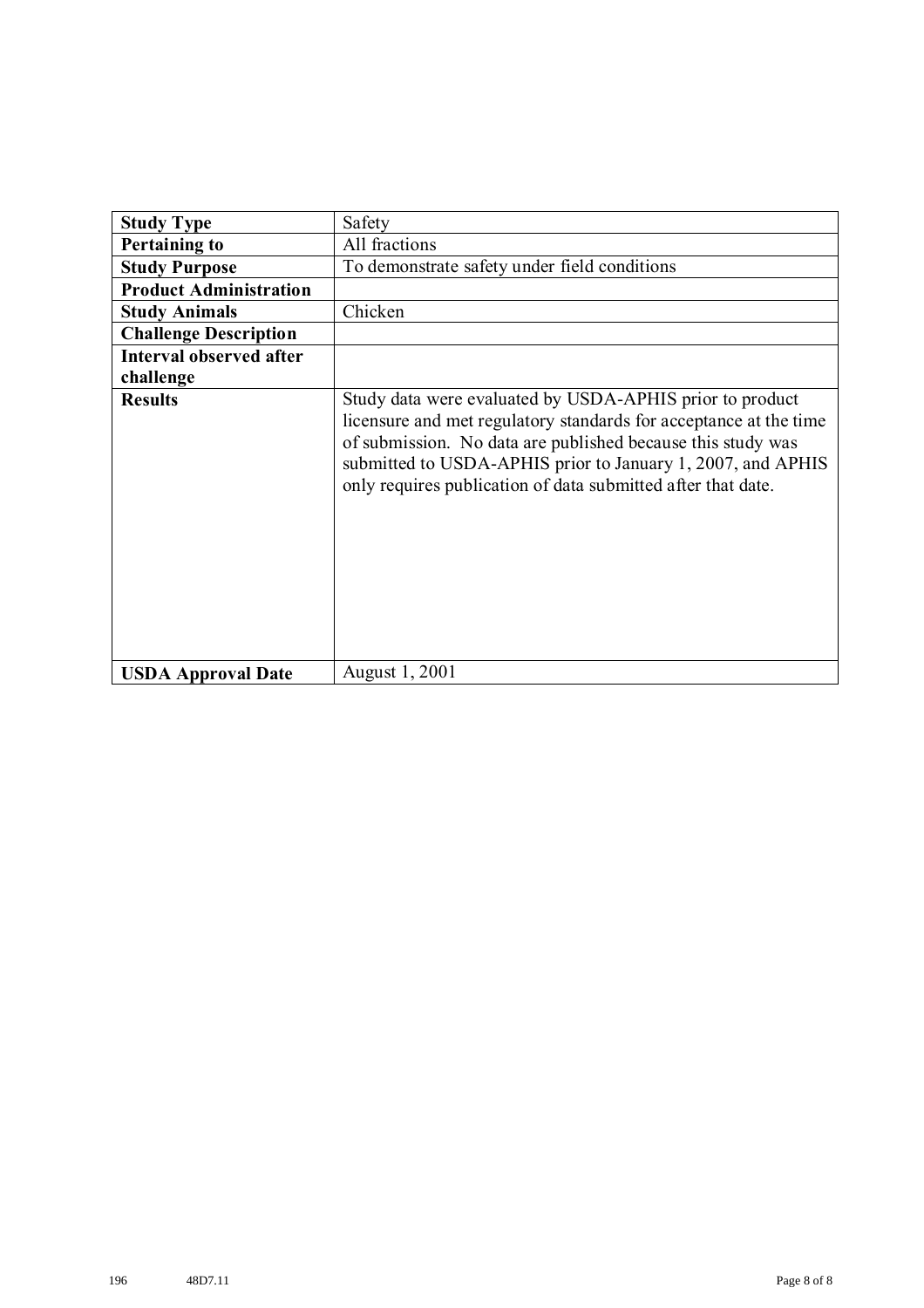| | |
|---|---|
| **Study Type** | Safety |
| **Pertaining to** | All fractions |
| **Study Purpose** | To demonstrate safety under field conditions |
| **Product Administration** | |
| **Study Animals** | Chicken |
| **Challenge Description** | |
| **Interval observed after challenge** | |
| **Results** | Study data were evaluated by USDA-APHIS prior to product licensure and met regulatory standards for acceptance at the time of submission. No data are published because this study was submitted to USDA-APHIS prior to January 1, 2007, and APHIS only requires publication of data submitted after that date. |
| **USDA Approval Date** | August 1, 2001 |